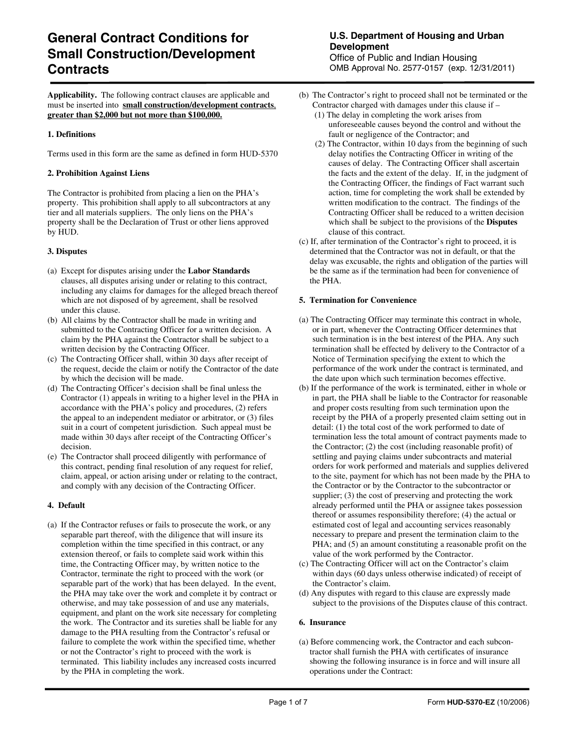# General Contract Conditions for Small Construction/Development Contracts

**U.S. Department of Housing and Urban Development**
Office of Public and Indian Housing
OMB Approval No. 2577-0157 (exp. 12/31/2011)

**Applicability.** The following contract clauses are applicable and must be inserted into **small construction/development contracts, greater than $2,000 but not more than $100,000.**

**1. Definitions**

Terms used in this form are the same as defined in form HUD-5370

**2. Prohibition Against Liens**

The Contractor is prohibited from placing a lien on the PHA's property. This prohibition shall apply to all subcontractors at any tier and all materials suppliers. The only liens on the PHA's property shall be the Declaration of Trust or other liens approved by HUD.

**3. Disputes**

(a) Except for disputes arising under the **Labor Standards** clauses, all disputes arising under or relating to this contract, including any claims for damages for the alleged breach thereof which are not disposed of by agreement, shall be resolved under this clause.

(b) All claims by the Contractor shall be made in writing and submitted to the Contracting Officer for a written decision. A claim by the PHA against the Contractor shall be subject to a written decision by the Contracting Officer.

(c) The Contracting Officer shall, within 30 days after receipt of the request, decide the claim or notify the Contractor of the date by which the decision will be made.

(d) The Contracting Officer's decision shall be final unless the Contractor (1) appeals in writing to a higher level in the PHA in accordance with the PHA's policy and procedures, (2) refers the appeal to an independent mediator or arbitrator, or (3) files suit in a court of competent jurisdiction. Such appeal must be made within 30 days after receipt of the Contracting Officer's decision.

(e) The Contractor shall proceed diligently with performance of this contract, pending final resolution of any request for relief, claim, appeal, or action arising under or relating to the contract, and comply with any decision of the Contracting Officer.

**4. Default**

(a) If the Contractor refuses or fails to prosecute the work, or any separable part thereof, with the diligence that will insure its completion within the time specified in this contract, or any extension thereof, or fails to complete said work within this time, the Contracting Officer may, by written notice to the Contractor, terminate the right to proceed with the work (or separable part of the work) that has been delayed. In the event, the PHA may take over the work and complete it by contract or otherwise, and may take possession of and use any materials, equipment, and plant on the work site necessary for completing the work. The Contractor and its sureties shall be liable for any damage to the PHA resulting from the Contractor's refusal or failure to complete the work within the specified time, whether or not the Contractor's right to proceed with the work is terminated. This liability includes any increased costs incurred by the PHA in completing the work.

(b) The Contractor's right to proceed shall not be terminated or the Contractor charged with damages under this clause if –

(1) The delay in completing the work arises from unforeseeable causes beyond the control and without the fault or negligence of the Contractor; and

(2) The Contractor, within 10 days from the beginning of such delay notifies the Contracting Officer in writing of the causes of delay. The Contracting Officer shall ascertain the facts and the extent of the delay. If, in the judgment of the Contracting Officer, the findings of Fact warrant such action, time for completing the work shall be extended by written modification to the contract. The findings of the Contracting Officer shall be reduced to a written decision which shall be subject to the provisions of the **Disputes** clause of this contract.

(c) If, after termination of the Contractor's right to proceed, it is determined that the Contractor was not in default, or that the delay was excusable, the rights and obligation of the parties will be the same as if the termination had been for convenience of the PHA.

**5. Termination for Convenience**

(a) The Contracting Officer may terminate this contract in whole, or in part, whenever the Contracting Officer determines that such termination is in the best interest of the PHA. Any such termination shall be effected by delivery to the Contractor of a Notice of Termination specifying the extent to which the performance of the work under the contract is terminated, and the date upon which such termination becomes effective.

(b) If the performance of the work is terminated, either in whole or in part, the PHA shall be liable to the Contractor for reasonable and proper costs resulting from such termination upon the receipt by the PHA of a properly presented claim setting out in detail: (1) the total cost of the work performed to date of termination less the total amount of contract payments made to the Contractor; (2) the cost (including reasonable profit) of settling and paying claims under subcontracts and material orders for work performed and materials and supplies delivered to the site, payment for which has not been made by the PHA to the Contractor or by the Contractor to the subcontractor or supplier; (3) the cost of preserving and protecting the work already performed until the PHA or assignee takes possession thereof or assumes responsibility therefore; (4) the actual or estimated cost of legal and accounting services reasonably necessary to prepare and present the termination claim to the PHA; and (5) an amount constituting a reasonable profit on the value of the work performed by the Contractor.

(c) The Contracting Officer will act on the Contractor's claim within days (60 days unless otherwise indicated) of receipt of the Contractor's claim.

(d) Any disputes with regard to this clause are expressly made subject to the provisions of the Disputes clause of this contract.

**6. Insurance**

(a) Before commencing work, the Contractor and each subcontractor shall furnish the PHA with certificates of insurance showing the following insurance is in force and will insure all operations under the Contract: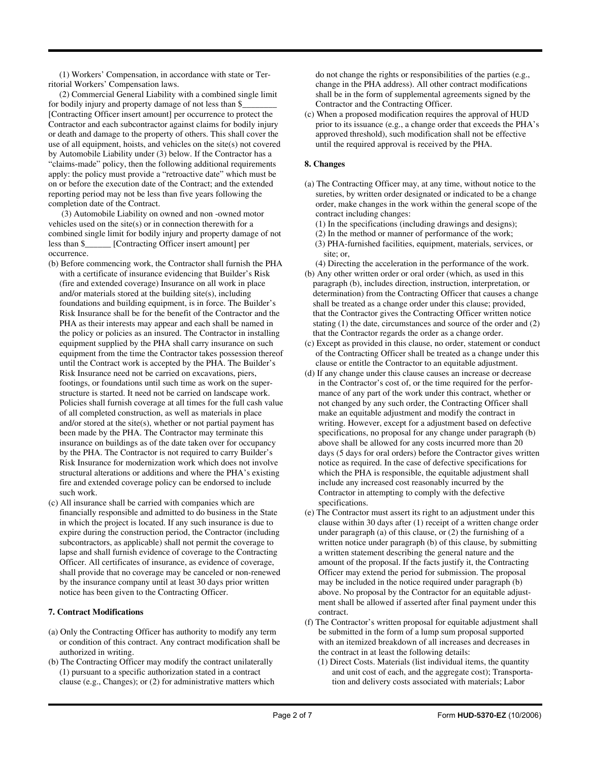(1) Workers' Compensation, in accordance with state or Territorial Workers' Compensation laws.

(2) Commercial General Liability with a combined single limit for bodily injury and property damage of not less than $________ [Contracting Officer insert amount] per occurrence to protect the Contractor and each subcontractor against claims for bodily injury or death and damage to the property of others. This shall cover the use of all equipment, hoists, and vehicles on the site(s) not covered by Automobile Liability under (3) below. If the Contractor has a "claims-made" policy, then the following additional requirements apply: the policy must provide a "retroactive date" which must be on or before the execution date of the Contract; and the extended reporting period may not be less than five years following the completion date of the Contract.

(3) Automobile Liability on owned and non -owned motor vehicles used on the site(s) or in connection therewith for a combined single limit for bodily injury and property damage of not less than $______ [Contracting Officer insert amount] per occurrence.

(b) Before commencing work, the Contractor shall furnish the PHA with a certificate of insurance evidencing that Builder's Risk (fire and extended coverage) Insurance on all work in place and/or materials stored at the building site(s), including foundations and building equipment, is in force. The Builder's Risk Insurance shall be for the benefit of the Contractor and the PHA as their interests may appear and each shall be named in the policy or policies as an insured. The Contractor in installing equipment supplied by the PHA shall carry insurance on such equipment from the time the Contractor takes possession thereof until the Contract work is accepted by the PHA. The Builder's Risk Insurance need not be carried on excavations, piers, footings, or foundations until such time as work on the superstructure is started. It need not be carried on landscape work. Policies shall furnish coverage at all times for the full cash value of all completed construction, as well as materials in place and/or stored at the site(s), whether or not partial payment has been made by the PHA. The Contractor may terminate this insurance on buildings as of the date taken over for occupancy by the PHA. The Contractor is not required to carry Builder's Risk Insurance for modernization work which does not involve structural alterations or additions and where the PHA's existing fire and extended coverage policy can be endorsed to include such work.

(c) All insurance shall be carried with companies which are financially responsible and admitted to do business in the State in which the project is located. If any such insurance is due to expire during the construction period, the Contractor (including subcontractors, as applicable) shall not permit the coverage to lapse and shall furnish evidence of coverage to the Contracting Officer. All certificates of insurance, as evidence of coverage, shall provide that no coverage may be canceled or non-renewed by the insurance company until at least 30 days prior written notice has been given to the Contracting Officer.

## 7. Contract Modifications

(a) Only the Contracting Officer has authority to modify any term or condition of this contract. Any contract modification shall be authorized in writing.

(b) The Contracting Officer may modify the contract unilaterally (1) pursuant to a specific authorization stated in a contract clause (e.g., Changes); or (2) for administrative matters which do not change the rights or responsibilities of the parties (e.g., change in the PHA address). All other contract modifications shall be in the form of supplemental agreements signed by the Contractor and the Contracting Officer.

(c) When a proposed modification requires the approval of HUD prior to its issuance (e.g., a change order that exceeds the PHA's approved threshold), such modification shall not be effective until the required approval is received by the PHA.

## 8. Changes

(a) The Contracting Officer may, at any time, without notice to the sureties, by written order designated or indicated to be a change order, make changes in the work within the general scope of the contract including changes:

(1) In the specifications (including drawings and designs);

(2) In the method or manner of performance of the work;

(3) PHA-furnished facilities, equipment, materials, services, or site; or,

(4) Directing the acceleration in the performance of the work.

(b) Any other written order or oral order (which, as used in this paragraph (b), includes direction, instruction, interpretation, or determination) from the Contracting Officer that causes a change shall be treated as a change order under this clause; provided, that the Contractor gives the Contracting Officer written notice stating (1) the date, circumstances and source of the order and (2) that the Contractor regards the order as a change order.

(c) Except as provided in this clause, no order, statement or conduct of the Contracting Officer shall be treated as a change under this clause or entitle the Contractor to an equitable adjustment.

(d) If any change under this clause causes an increase or decrease in the Contractor's cost of, or the time required for the performance of any part of the work under this contract, whether or not changed by any such order, the Contracting Officer shall make an equitable adjustment and modify the contract in writing. However, except for a adjustment based on defective specifications, no proposal for any change under paragraph (b) above shall be allowed for any costs incurred more than 20 days (5 days for oral orders) before the Contractor gives written notice as required. In the case of defective specifications for which the PHA is responsible, the equitable adjustment shall include any increased cost reasonably incurred by the Contractor in attempting to comply with the defective specifications.

(e) The Contractor must assert its right to an adjustment under this clause within 30 days after (1) receipt of a written change order under paragraph (a) of this clause, or (2) the furnishing of a written notice under paragraph (b) of this clause, by submitting a written statement describing the general nature and the amount of the proposal. If the facts justify it, the Contracting Officer may extend the period for submission. The proposal may be included in the notice required under paragraph (b) above. No proposal by the Contractor for an equitable adjustment shall be allowed if asserted after final payment under this contract.

(f) The Contractor's written proposal for equitable adjustment shall be submitted in the form of a lump sum proposal supported with an itemized breakdown of all increases and decreases in the contract in at least the following details:

(1) Direct Costs. Materials (list individual items, the quantity and unit cost of each, and the aggregate cost); Transportation and delivery costs associated with materials; Labor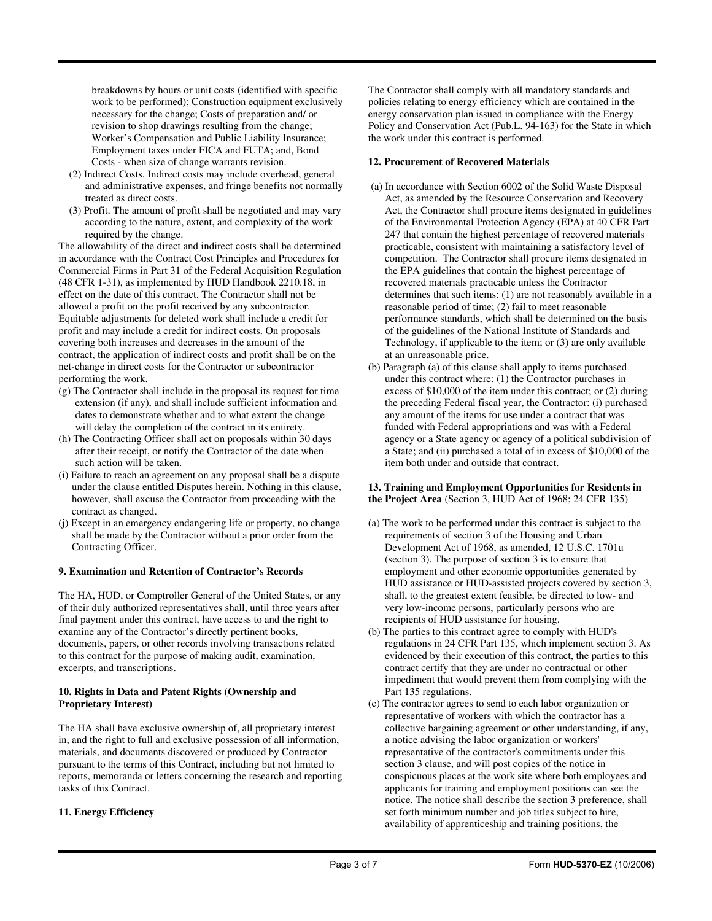breakdowns by hours or unit costs (identified with specific work to be performed); Construction equipment exclusively necessary for the change; Costs of preparation and/ or revision to shop drawings resulting from the change; Worker's Compensation and Public Liability Insurance; Employment taxes under FICA and FUTA; and, Bond Costs - when size of change warrants revision.

(2) Indirect Costs. Indirect costs may include overhead, general and administrative expenses, and fringe benefits not normally treated as direct costs.

(3) Profit. The amount of profit shall be negotiated and may vary according to the nature, extent, and complexity of the work required by the change.

The allowability of the direct and indirect costs shall be determined in accordance with the Contract Cost Principles and Procedures for Commercial Firms in Part 31 of the Federal Acquisition Regulation (48 CFR 1-31), as implemented by HUD Handbook 2210.18, in effect on the date of this contract. The Contractor shall not be allowed a profit on the profit received by any subcontractor. Equitable adjustments for deleted work shall include a credit for profit and may include a credit for indirect costs. On proposals covering both increases and decreases in the amount of the contract, the application of indirect costs and profit shall be on the net-change in direct costs for the Contractor or subcontractor performing the work.

(g) The Contractor shall include in the proposal its request for time extension (if any), and shall include sufficient information and dates to demonstrate whether and to what extent the change will delay the completion of the contract in its entirety.

(h) The Contracting Officer shall act on proposals within 30 days after their receipt, or notify the Contractor of the date when such action will be taken.

(i) Failure to reach an agreement on any proposal shall be a dispute under the clause entitled Disputes herein. Nothing in this clause, however, shall excuse the Contractor from proceeding with the contract as changed.

(j) Except in an emergency endangering life or property, no change shall be made by the Contractor without a prior order from the Contracting Officer.

**9. Examination and Retention of Contractor's Records**

The HA, HUD, or Comptroller General of the United States, or any of their duly authorized representatives shall, until three years after final payment under this contract, have access to and the right to examine any of the Contractor's directly pertinent books, documents, papers, or other records involving transactions related to this contract for the purpose of making audit, examination, excerpts, and transcriptions.

**10. Rights in Data and Patent Rights (Ownership and Proprietary Interest)**

The HA shall have exclusive ownership of, all proprietary interest in, and the right to full and exclusive possession of all information, materials, and documents discovered or produced by Contractor pursuant to the terms of this Contract, including but not limited to reports, memoranda or letters concerning the research and reporting tasks of this Contract.

**11. Energy Efficiency**

The Contractor shall comply with all mandatory standards and policies relating to energy efficiency which are contained in the energy conservation plan issued in compliance with the Energy Policy and Conservation Act (Pub.L. 94-163) for the State in which the work under this contract is performed.

**12. Procurement of Recovered Materials**

(a) In accordance with Section 6002 of the Solid Waste Disposal Act, as amended by the Resource Conservation and Recovery Act, the Contractor shall procure items designated in guidelines of the Environmental Protection Agency (EPA) at 40 CFR Part 247 that contain the highest percentage of recovered materials practicable, consistent with maintaining a satisfactory level of competition. The Contractor shall procure items designated in the EPA guidelines that contain the highest percentage of recovered materials practicable unless the Contractor determines that such items: (1) are not reasonably available in a reasonable period of time; (2) fail to meet reasonable performance standards, which shall be determined on the basis of the guidelines of the National Institute of Standards and Technology, if applicable to the item; or (3) are only available at an unreasonable price.

(b) Paragraph (a) of this clause shall apply to items purchased under this contract where: (1) the Contractor purchases in excess of $10,000 of the item under this contract; or (2) during the preceding Federal fiscal year, the Contractor: (i) purchased any amount of the items for use under a contract that was funded with Federal appropriations and was with a Federal agency or a State agency or agency of a political subdivision of a State; and (ii) purchased a total of in excess of $10,000 of the item both under and outside that contract.

**13. Training and Employment Opportunities for Residents in the Project Area** (Section 3, HUD Act of 1968; 24 CFR 135)

(a) The work to be performed under this contract is subject to the requirements of section 3 of the Housing and Urban Development Act of 1968, as amended, 12 U.S.C. 1701u (section 3). The purpose of section 3 is to ensure that employment and other economic opportunities generated by HUD assistance or HUD-assisted projects covered by section 3, shall, to the greatest extent feasible, be directed to low- and very low-income persons, particularly persons who are recipients of HUD assistance for housing.

(b) The parties to this contract agree to comply with HUD's regulations in 24 CFR Part 135, which implement section 3. As evidenced by their execution of this contract, the parties to this contract certify that they are under no contractual or other impediment that would prevent them from complying with the Part 135 regulations.

(c) The contractor agrees to send to each labor organization or representative of workers with which the contractor has a collective bargaining agreement or other understanding, if any, a notice advising the labor organization or workers' representative of the contractor's commitments under this section 3 clause, and will post copies of the notice in conspicuous places at the work site where both employees and applicants for training and employment positions can see the notice. The notice shall describe the section 3 preference, shall set forth minimum number and job titles subject to hire, availability of apprenticeship and training positions, the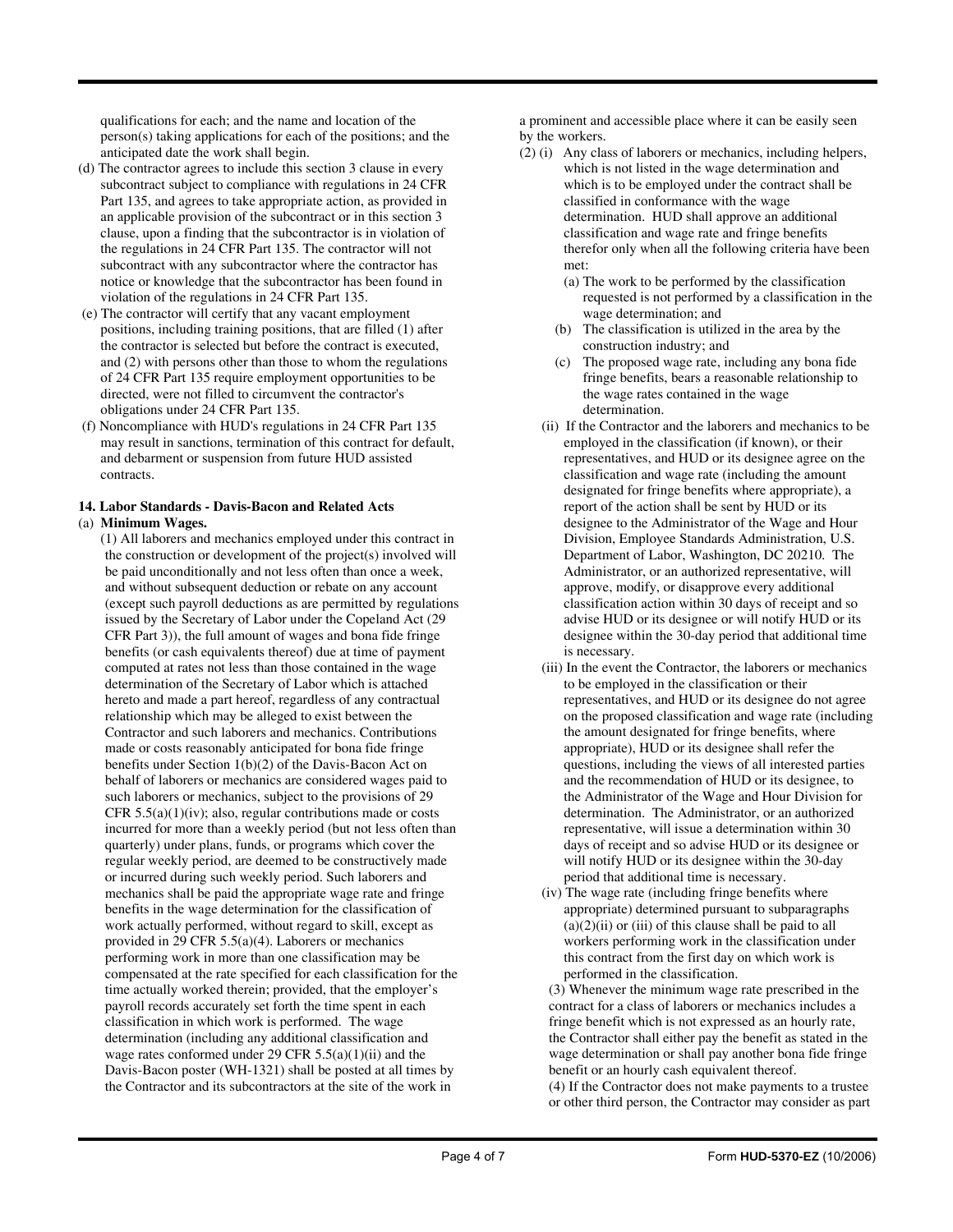qualifications for each; and the name and location of the person(s) taking applications for each of the positions; and the anticipated date the work shall begin.

(d) The contractor agrees to include this section 3 clause in every subcontract subject to compliance with regulations in 24 CFR Part 135, and agrees to take appropriate action, as provided in an applicable provision of the subcontract or in this section 3 clause, upon a finding that the subcontractor is in violation of the regulations in 24 CFR Part 135. The contractor will not subcontract with any subcontractor where the contractor has notice or knowledge that the subcontractor has been found in violation of the regulations in 24 CFR Part 135.

(e) The contractor will certify that any vacant employment positions, including training positions, that are filled (1) after the contractor is selected but before the contract is executed, and (2) with persons other than those to whom the regulations of 24 CFR Part 135 require employment opportunities to be directed, were not filled to circumvent the contractor's obligations under 24 CFR Part 135.

(f) Noncompliance with HUD's regulations in 24 CFR Part 135 may result in sanctions, termination of this contract for default, and debarment or suspension from future HUD assisted contracts.

**14. Labor Standards - Davis-Bacon and Related Acts**

(a) **Minimum Wages.**

(1) All laborers and mechanics employed under this contract in the construction or development of the project(s) involved will be paid unconditionally and not less often than once a week, and without subsequent deduction or rebate on any account (except such payroll deductions as are permitted by regulations issued by the Secretary of Labor under the Copeland Act (29 CFR Part 3)), the full amount of wages and bona fide fringe benefits (or cash equivalents thereof) due at time of payment computed at rates not less than those contained in the wage determination of the Secretary of Labor which is attached hereto and made a part hereof, regardless of any contractual relationship which may be alleged to exist between the Contractor and such laborers and mechanics. Contributions made or costs reasonably anticipated for bona fide fringe benefits under Section 1(b)(2) of the Davis-Bacon Act on behalf of laborers or mechanics are considered wages paid to such laborers or mechanics, subject to the provisions of 29 CFR 5.5(a)(1)(iv); also, regular contributions made or costs incurred for more than a weekly period (but not less often than quarterly) under plans, funds, or programs which cover the regular weekly period, are deemed to be constructively made or incurred during such weekly period. Such laborers and mechanics shall be paid the appropriate wage rate and fringe benefits in the wage determination for the classification of work actually performed, without regard to skill, except as provided in 29 CFR 5.5(a)(4). Laborers or mechanics performing work in more than one classification may be compensated at the rate specified for each classification for the time actually worked therein; provided, that the employer's payroll records accurately set forth the time spent in each classification in which work is performed. The wage determination (including any additional classification and wage rates conformed under 29 CFR 5.5(a)(1)(ii) and the Davis-Bacon poster (WH-1321) shall be posted at all times by the Contractor and its subcontractors at the site of the work in a prominent and accessible place where it can be easily seen by the workers.

(2) (i) Any class of laborers or mechanics, including helpers, which is not listed in the wage determination and which is to be employed under the contract shall be classified in conformance with the wage determination. HUD shall approve an additional classification and wage rate and fringe benefits therefor only when all the following criteria have been met:

(a) The work to be performed by the classification requested is not performed by a classification in the wage determination; and

(b) The classification is utilized in the area by the construction industry; and

(c) The proposed wage rate, including any bona fide fringe benefits, bears a reasonable relationship to the wage rates contained in the wage determination.

(ii) If the Contractor and the laborers and mechanics to be employed in the classification (if known), or their representatives, and HUD or its designee agree on the classification and wage rate (including the amount designated for fringe benefits where appropriate), a report of the action shall be sent by HUD or its designee to the Administrator of the Wage and Hour Division, Employee Standards Administration, U.S. Department of Labor, Washington, DC 20210. The Administrator, or an authorized representative, will approve, modify, or disapprove every additional classification action within 30 days of receipt and so advise HUD or its designee or will notify HUD or its designee within the 30-day period that additional time is necessary.

(iii) In the event the Contractor, the laborers or mechanics to be employed in the classification or their representatives, and HUD or its designee do not agree on the proposed classification and wage rate (including the amount designated for fringe benefits, where appropriate), HUD or its designee shall refer the questions, including the views of all interested parties and the recommendation of HUD or its designee, to the Administrator of the Wage and Hour Division for determination. The Administrator, or an authorized representative, will issue a determination within 30 days of receipt and so advise HUD or its designee or will notify HUD or its designee within the 30-day period that additional time is necessary.

(iv) The wage rate (including fringe benefits where appropriate) determined pursuant to subparagraphs (a)(2)(ii) or (iii) of this clause shall be paid to all workers performing work in the classification under this contract from the first day on which work is performed in the classification.

(3) Whenever the minimum wage rate prescribed in the contract for a class of laborers or mechanics includes a fringe benefit which is not expressed as an hourly rate, the Contractor shall either pay the benefit as stated in the wage determination or shall pay another bona fide fringe benefit or an hourly cash equivalent thereof.

(4) If the Contractor does not make payments to a trustee or other third person, the Contractor may consider as part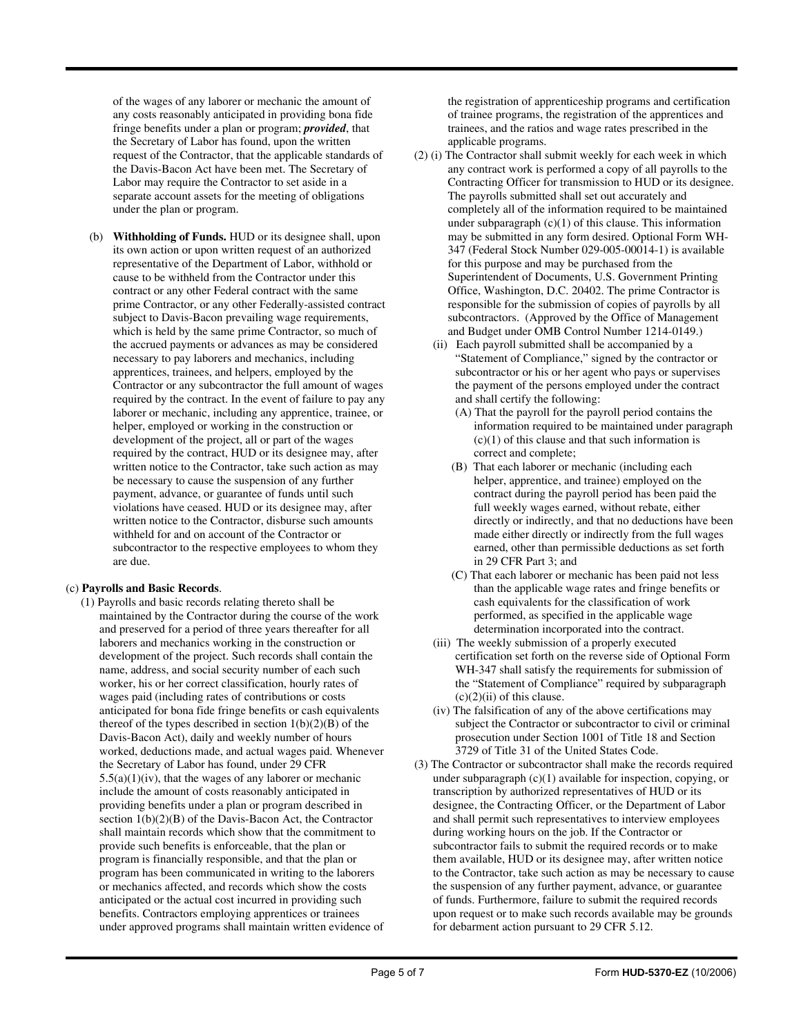of the wages of any laborer or mechanic the amount of any costs reasonably anticipated in providing bona fide fringe benefits under a plan or program; ***provided***, that the Secretary of Labor has found, upon the written request of the Contractor, that the applicable standards of the Davis-Bacon Act have been met. The Secretary of Labor may require the Contractor to set aside in a separate account assets for the meeting of obligations under the plan or program.

(b) **Withholding of Funds.** HUD or its designee shall, upon its own action or upon written request of an authorized representative of the Department of Labor, withhold or cause to be withheld from the Contractor under this contract or any other Federal contract with the same prime Contractor, or any other Federally-assisted contract subject to Davis-Bacon prevailing wage requirements, which is held by the same prime Contractor, so much of the accrued payments or advances as may be considered necessary to pay laborers and mechanics, including apprentices, trainees, and helpers, employed by the Contractor or any subcontractor the full amount of wages required by the contract. In the event of failure to pay any laborer or mechanic, including any apprentice, trainee, or helper, employed or working in the construction or development of the project, all or part of the wages required by the contract, HUD or its designee may, after written notice to the Contractor, take such action as may be necessary to cause the suspension of any further payment, advance, or guarantee of funds until such violations have ceased. HUD or its designee may, after written notice to the Contractor, disburse such amounts withheld for and on account of the Contractor or subcontractor to the respective employees to whom they are due.

(c) **Payrolls and Basic Records**.

(1) Payrolls and basic records relating thereto shall be maintained by the Contractor during the course of the work and preserved for a period of three years thereafter for all laborers and mechanics working in the construction or development of the project. Such records shall contain the name, address, and social security number of each such worker, his or her correct classification, hourly rates of wages paid (including rates of contributions or costs anticipated for bona fide fringe benefits or cash equivalents thereof of the types described in section 1(b)(2)(B) of the Davis-Bacon Act), daily and weekly number of hours worked, deductions made, and actual wages paid. Whenever the Secretary of Labor has found, under 29 CFR 5.5(a)(1)(iv), that the wages of any laborer or mechanic include the amount of costs reasonably anticipated in providing benefits under a plan or program described in section 1(b)(2)(B) of the Davis-Bacon Act, the Contractor shall maintain records which show that the commitment to provide such benefits is enforceable, that the plan or program is financially responsible, and that the plan or program has been communicated in writing to the laborers or mechanics affected, and records which show the costs anticipated or the actual cost incurred in providing such benefits. Contractors employing apprentices or trainees under approved programs shall maintain written evidence of the registration of apprenticeship programs and certification of trainee programs, the registration of the apprentices and trainees, and the ratios and wage rates prescribed in the applicable programs.

(2) (i) The Contractor shall submit weekly for each week in which any contract work is performed a copy of all payrolls to the Contracting Officer for transmission to HUD or its designee. The payrolls submitted shall set out accurately and completely all of the information required to be maintained under subparagraph (c)(1) of this clause. This information may be submitted in any form desired. Optional Form WH-347 (Federal Stock Number 029-005-00014-1) is available for this purpose and may be purchased from the Superintendent of Documents, U.S. Government Printing Office, Washington, D.C. 20402. The prime Contractor is responsible for the submission of copies of payrolls by all subcontractors. (Approved by the Office of Management and Budget under OMB Control Number 1214-0149.)

(ii) Each payroll submitted shall be accompanied by a "Statement of Compliance," signed by the contractor or subcontractor or his or her agent who pays or supervises the payment of the persons employed under the contract and shall certify the following:

(A) That the payroll for the payroll period contains the information required to be maintained under paragraph (c)(1) of this clause and that such information is correct and complete;

(B) That each laborer or mechanic (including each helper, apprentice, and trainee) employed on the contract during the payroll period has been paid the full weekly wages earned, without rebate, either directly or indirectly, and that no deductions have been made either directly or indirectly from the full wages earned, other than permissible deductions as set forth in 29 CFR Part 3; and

(C) That each laborer or mechanic has been paid not less than the applicable wage rates and fringe benefits or cash equivalents for the classification of work performed, as specified in the applicable wage determination incorporated into the contract.

(iii) The weekly submission of a properly executed certification set forth on the reverse side of Optional Form WH-347 shall satisfy the requirements for submission of the "Statement of Compliance" required by subparagraph (c)(2)(ii) of this clause.

(iv) The falsification of any of the above certifications may subject the Contractor or subcontractor to civil or criminal prosecution under Section 1001 of Title 18 and Section 3729 of Title 31 of the United States Code.

(3) The Contractor or subcontractor shall make the records required under subparagraph (c)(1) available for inspection, copying, or transcription by authorized representatives of HUD or its designee, the Contracting Officer, or the Department of Labor and shall permit such representatives to interview employees during working hours on the job. If the Contractor or subcontractor fails to submit the required records or to make them available, HUD or its designee may, after written notice to the Contractor, take such action as may be necessary to cause the suspension of any further payment, advance, or guarantee of funds. Furthermore, failure to submit the required records upon request or to make such records available may be grounds for debarment action pursuant to 29 CFR 5.12.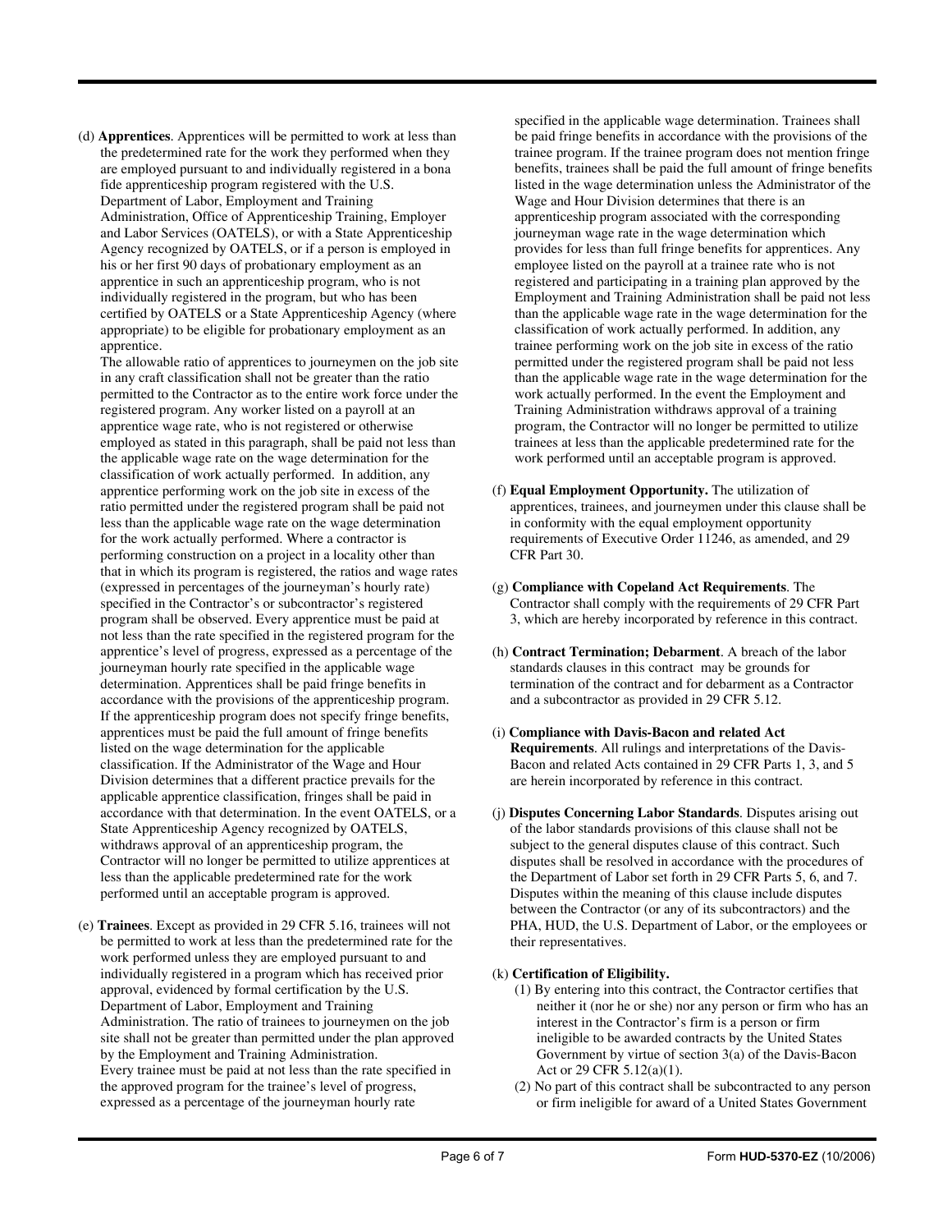(d) **Apprentices**. Apprentices will be permitted to work at less than the predetermined rate for the work they performed when they are employed pursuant to and individually registered in a bona fide apprenticeship program registered with the U.S. Department of Labor, Employment and Training Administration, Office of Apprenticeship Training, Employer and Labor Services (OATELS), or with a State Apprenticeship Agency recognized by OATELS, or if a person is employed in his or her first 90 days of probationary employment as an apprentice in such an apprenticeship program, who is not individually registered in the program, but who has been certified by OATELS or a State Apprenticeship Agency (where appropriate) to be eligible for probationary employment as an apprentice.
The allowable ratio of apprentices to journeymen on the job site in any craft classification shall not be greater than the ratio permitted to the Contractor as to the entire work force under the registered program. Any worker listed on a payroll at an apprentice wage rate, who is not registered or otherwise employed as stated in this paragraph, shall be paid not less than the applicable wage rate on the wage determination for the classification of work actually performed. In addition, any apprentice performing work on the job site in excess of the ratio permitted under the registered program shall be paid not less than the applicable wage rate on the wage determination for the work actually performed. Where a contractor is performing construction on a project in a locality other than that in which its program is registered, the ratios and wage rates (expressed in percentages of the journeyman's hourly rate) specified in the Contractor's or subcontractor's registered program shall be observed. Every apprentice must be paid at not less than the rate specified in the registered program for the apprentice's level of progress, expressed as a percentage of the journeyman hourly rate specified in the applicable wage determination. Apprentices shall be paid fringe benefits in accordance with the provisions of the apprenticeship program. If the apprenticeship program does not specify fringe benefits, apprentices must be paid the full amount of fringe benefits listed on the wage determination for the applicable classification. If the Administrator of the Wage and Hour Division determines that a different practice prevails for the applicable apprentice classification, fringes shall be paid in accordance with that determination. In the event OATELS, or a State Apprenticeship Agency recognized by OATELS, withdraws approval of an apprenticeship program, the Contractor will no longer be permitted to utilize apprentices at less than the applicable predetermined rate for the work performed until an acceptable program is approved.

(e) **Trainees**. Except as provided in 29 CFR 5.16, trainees will not be permitted to work at less than the predetermined rate for the work performed unless they are employed pursuant to and individually registered in a program which has received prior approval, evidenced by formal certification by the U.S. Department of Labor, Employment and Training Administration. The ratio of trainees to journeymen on the job site shall not be greater than permitted under the plan approved by the Employment and Training Administration.
Every trainee must be paid at not less than the rate specified in the approved program for the trainee's level of progress, expressed as a percentage of the journeyman hourly rate specified in the applicable wage determination. Trainees shall be paid fringe benefits in accordance with the provisions of the trainee program. If the trainee program does not mention fringe benefits, trainees shall be paid the full amount of fringe benefits listed in the wage determination unless the Administrator of the Wage and Hour Division determines that there is an apprenticeship program associated with the corresponding journeyman wage rate in the wage determination which provides for less than full fringe benefits for apprentices. Any employee listed on the payroll at a trainee rate who is not registered and participating in a training plan approved by the Employment and Training Administration shall be paid not less than the applicable wage rate in the wage determination for the classification of work actually performed. In addition, any trainee performing work on the job site in excess of the ratio permitted under the registered program shall be paid not less than the applicable wage rate in the wage determination for the work actually performed. In the event the Employment and Training Administration withdraws approval of a training program, the Contractor will no longer be permitted to utilize trainees at less than the applicable predetermined rate for the work performed until an acceptable program is approved.

(f) **Equal Employment Opportunity.** The utilization of apprentices, trainees, and journeymen under this clause shall be in conformity with the equal employment opportunity requirements of Executive Order 11246, as amended, and 29 CFR Part 30.

(g) **Compliance with Copeland Act Requirements**. The Contractor shall comply with the requirements of 29 CFR Part 3, which are hereby incorporated by reference in this contract.

(h) **Contract Termination; Debarment**. A breach of the labor standards clauses in this contract may be grounds for termination of the contract and for debarment as a Contractor and a subcontractor as provided in 29 CFR 5.12.

(i) **Compliance with Davis-Bacon and related Act Requirements**. All rulings and interpretations of the Davis-Bacon and related Acts contained in 29 CFR Parts 1, 3, and 5 are herein incorporated by reference in this contract.

(j) **Disputes Concerning Labor Standards**. Disputes arising out of the labor standards provisions of this clause shall not be subject to the general disputes clause of this contract. Such disputes shall be resolved in accordance with the procedures of the Department of Labor set forth in 29 CFR Parts 5, 6, and 7. Disputes within the meaning of this clause include disputes between the Contractor (or any of its subcontractors) and the PHA, HUD, the U.S. Department of Labor, or the employees or their representatives.

(k) **Certification of Eligibility.**

(1) By entering into this contract, the Contractor certifies that neither it (nor he or she) nor any person or firm who has an interest in the Contractor's firm is a person or firm ineligible to be awarded contracts by the United States Government by virtue of section 3(a) of the Davis-Bacon Act or 29 CFR 5.12(a)(1).

(2) No part of this contract shall be subcontracted to any person or firm ineligible for award of a United States Government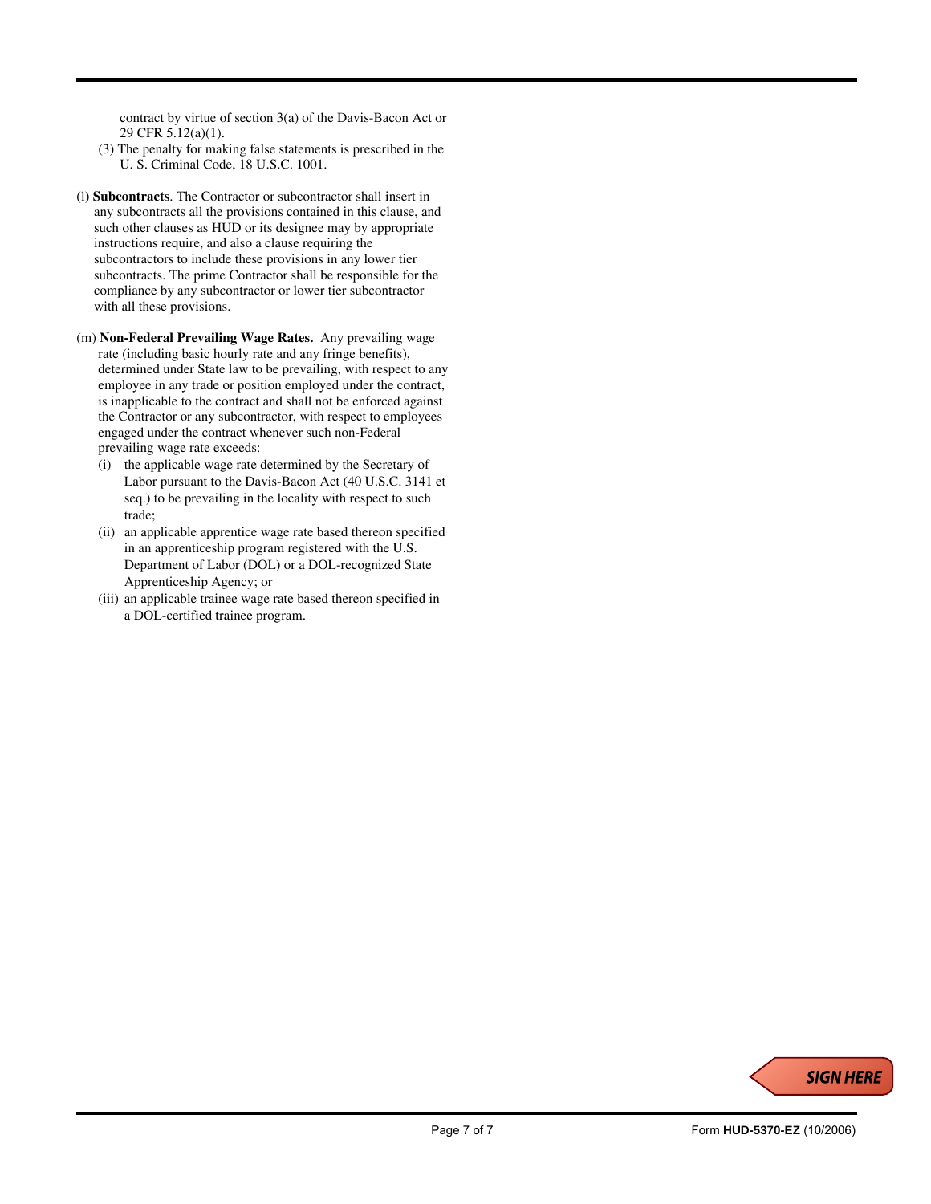contract by virtue of section 3(a) of the Davis-Bacon Act or 29 CFR 5.12(a)(1).

(3) The penalty for making false statements is prescribed in the U. S. Criminal Code, 18 U.S.C. 1001.

(l) **Subcontracts**. The Contractor or subcontractor shall insert in any subcontracts all the provisions contained in this clause, and such other clauses as HUD or its designee may by appropriate instructions require, and also a clause requiring the subcontractors to include these provisions in any lower tier subcontracts. The prime Contractor shall be responsible for the compliance by any subcontractor or lower tier subcontractor with all these provisions.

(m) **Non-Federal Prevailing Wage Rates.** Any prevailing wage rate (including basic hourly rate and any fringe benefits), determined under State law to be prevailing, with respect to any employee in any trade or position employed under the contract, is inapplicable to the contract and shall not be enforced against the Contractor or any subcontractor, with respect to employees engaged under the contract whenever such non-Federal prevailing wage rate exceeds:

(i) the applicable wage rate determined by the Secretary of Labor pursuant to the Davis-Bacon Act (40 U.S.C. 3141 et seq.) to be prevailing in the locality with respect to such trade;

(ii) an applicable apprentice wage rate based thereon specified in an apprenticeship program registered with the U.S. Department of Labor (DOL) or a DOL-recognized State Apprenticeship Agency; or

(iii) an applicable trainee wage rate based thereon specified in a DOL-certified trainee program.

SIGN HERE